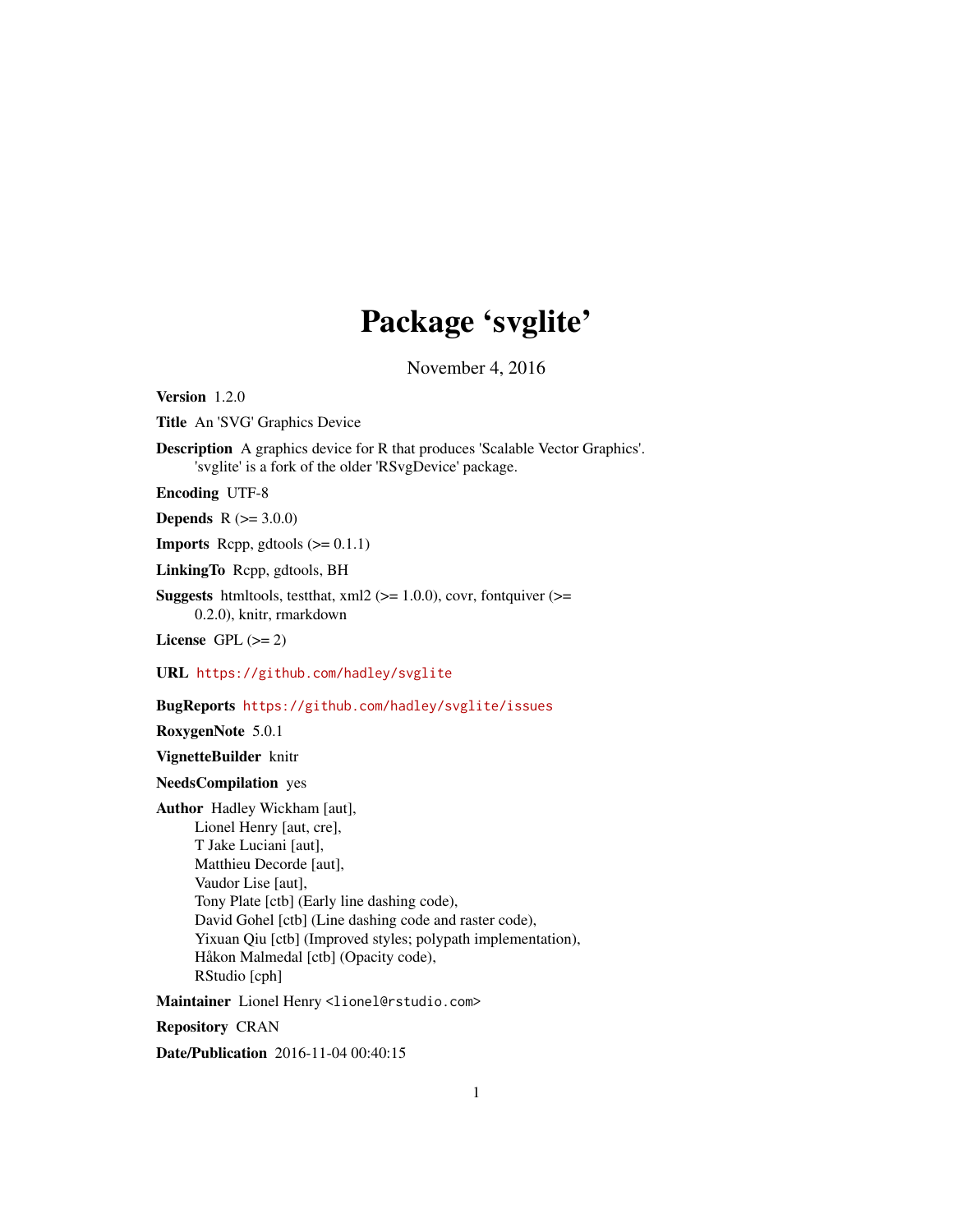# Package 'svglite'

November 4, 2016

**Version** 1.2.0

**Title** An 'SVG' Graphics Device

**Description** A graphics device for R that produces 'Scalable Vector Graphics'.
'svglite' is a fork of the older 'RSvgDevice' package.

**Encoding** UTF-8

**Depends** R (>= 3.0.0)

**Imports** Rcpp, gdtools (>= 0.1.1)

**LinkingTo** Rcpp, gdtools, BH

**Suggests** htmltools, testthat, xml2 (>= 1.0.0), covr, fontquiver (>= 0.2.0), knitr, rmarkdown

**License** GPL (>= 2)

**URL** https://github.com/hadley/svglite

**BugReports** https://github.com/hadley/svglite/issues

**RoxygenNote** 5.0.1

**VignetteBuilder** knitr

**NeedsCompilation** yes

**Author** Hadley Wickham [aut],
Lionel Henry [aut, cre],
T Jake Luciani [aut],
Matthieu Decorde [aut],
Vaudor Lise [aut],
Tony Plate [ctb] (Early line dashing code),
David Gohel [ctb] (Line dashing code and raster code),
Yixuan Qiu [ctb] (Improved styles; polypath implementation),
Håkon Malmedal [ctb] (Opacity code),
RStudio [cph]

**Maintainer** Lionel Henry <lionel@rstudio.com>

**Repository** CRAN

**Date/Publication** 2016-11-04 00:40:15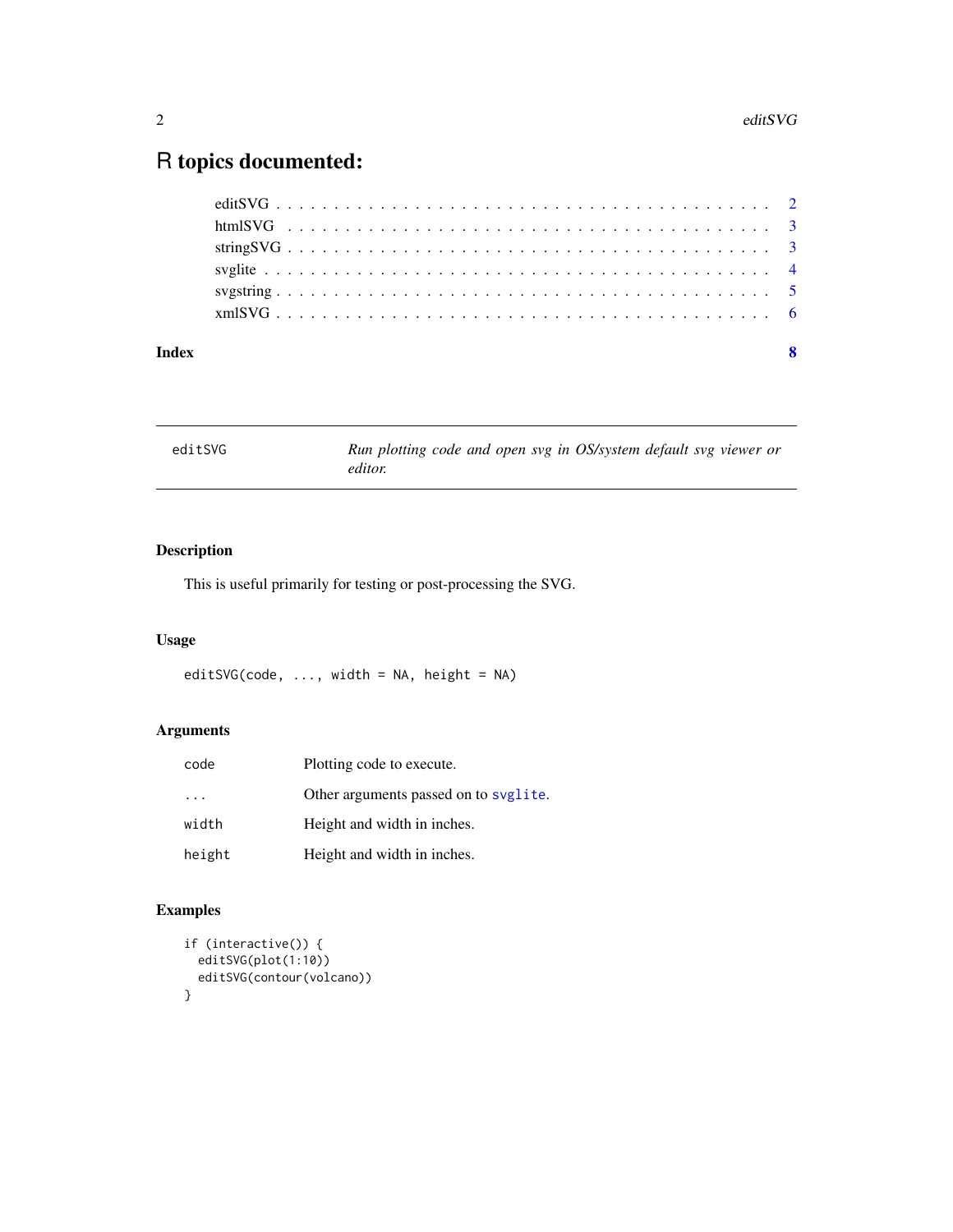# R topics documented:

- editSVG . . . . . . . . . . . . . . . . . . . . . . . . . . . . . . . . . . . . . . . . 2
- htmlSVG . . . . . . . . . . . . . . . . . . . . . . . . . . . . . . . . . . . . . . . . 3
- stringSVG . . . . . . . . . . . . . . . . . . . . . . . . . . . . . . . . . . . . . . . 3
- svglite . . . . . . . . . . . . . . . . . . . . . . . . . . . . . . . . . . . . . . . . . 4
- svgstring . . . . . . . . . . . . . . . . . . . . . . . . . . . . . . . . . . . . . . . 5
- xmlSVG . . . . . . . . . . . . . . . . . . . . . . . . . . . . . . . . . . . . . . . . 6

**Index** 8

---

## editSVG — *Run plotting code and open svg in OS/system default svg viewer or editor.*

---

### Description

This is useful primarily for testing or post-processing the SVG.

### Usage

```
editSVG(code, ..., width = NA, height = NA)
```

### Arguments

| | |
|---|---|
| `code` | Plotting code to execute. |
| `...` | Other arguments passed on to `svglite`. |
| `width` | Height and width in inches. |
| `height` | Height and width in inches. |

### Examples

```
if (interactive()) {
  editSVG(plot(1:10))
  editSVG(contour(volcano))
}
```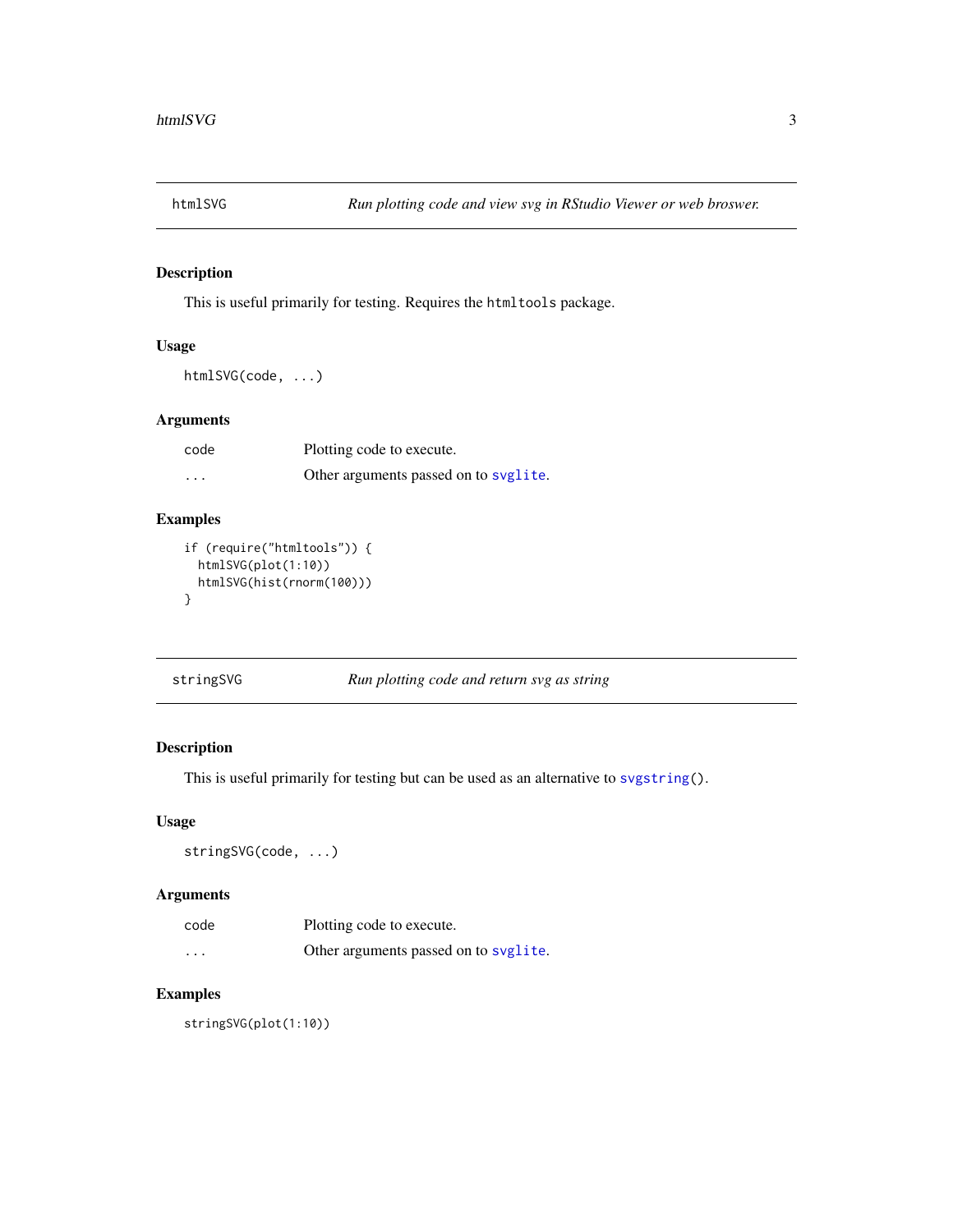## htmlSVG — *Run plotting code and view svg in RStudio Viewer or web broswer.*

### Description

This is useful primarily for testing. Requires the `htmltools` package.

### Usage

```
htmlSVG(code, ...)
```

### Arguments

| | |
|---|---|
| `code` | Plotting code to execute. |
| `...` | Other arguments passed on to `svglite`. |

### Examples

```
if (require("htmltools")) {
  htmlSVG(plot(1:10))
  htmlSVG(hist(rnorm(100)))
}
```

## stringSVG — *Run plotting code and return svg as string*

### Description

This is useful primarily for testing but can be used as an alternative to `svgstring()`.

### Usage

```
stringSVG(code, ...)
```

### Arguments

| | |
|---|---|
| `code` | Plotting code to execute. |
| `...` | Other arguments passed on to `svglite`. |

### Examples

```
stringSVG(plot(1:10))
```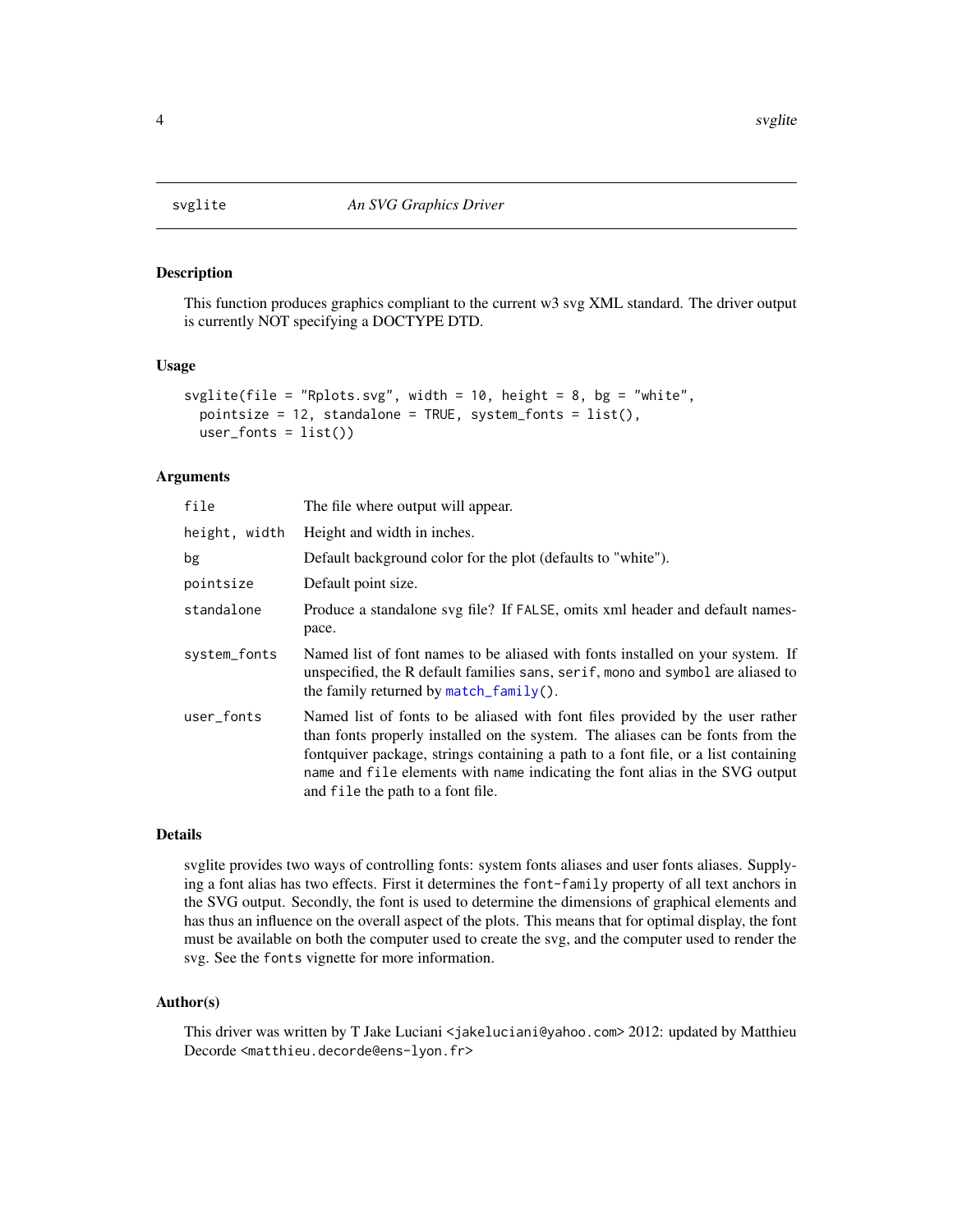`svglite` *An SVG Graphics Driver*

## Description

This function produces graphics compliant to the current w3 svg XML standard. The driver output is currently NOT specifying a DOCTYPE DTD.

## Usage

```
svglite(file = "Rplots.svg", width = 10, height = 8, bg = "white",
  pointsize = 12, standalone = TRUE, system_fonts = list(),
  user_fonts = list())
```

## Arguments

| | |
|---|---|
| `file` | The file where output will appear. |
| `height, width` | Height and width in inches. |
| `bg` | Default background color for the plot (defaults to "white"). |
| `pointsize` | Default point size. |
| `standalone` | Produce a standalone svg file? If `FALSE`, omits xml header and default namespace. |
| `system_fonts` | Named list of font names to be aliased with fonts installed on your system. If unspecified, the R default families `sans`, `serif`, `mono` and `symbol` are aliased to the family returned by `match_family()`. |
| `user_fonts` | Named list of fonts to be aliased with font files provided by the user rather than fonts properly installed on the system. The aliases can be fonts from the fontquiver package, strings containing a path to a font file, or a list containing `name` and `file` elements with `name` indicating the font alias in the SVG output and `file` the path to a font file. |

## Details

svglite provides two ways of controlling fonts: system fonts aliases and user fonts aliases. Supplying a font alias has two effects. First it determines the `font-family` property of all text anchors in the SVG output. Secondly, the font is used to determine the dimensions of graphical elements and has thus an influence on the overall aspect of the plots. This means that for optimal display, the font must be available on both the computer used to create the svg, and the computer used to render the svg. See the `fonts` vignette for more information.

## Author(s)

This driver was written by T Jake Luciani <jakeluciani@yahoo.com> 2012: updated by Matthieu Decorde <matthieu.decorde@ens-lyon.fr>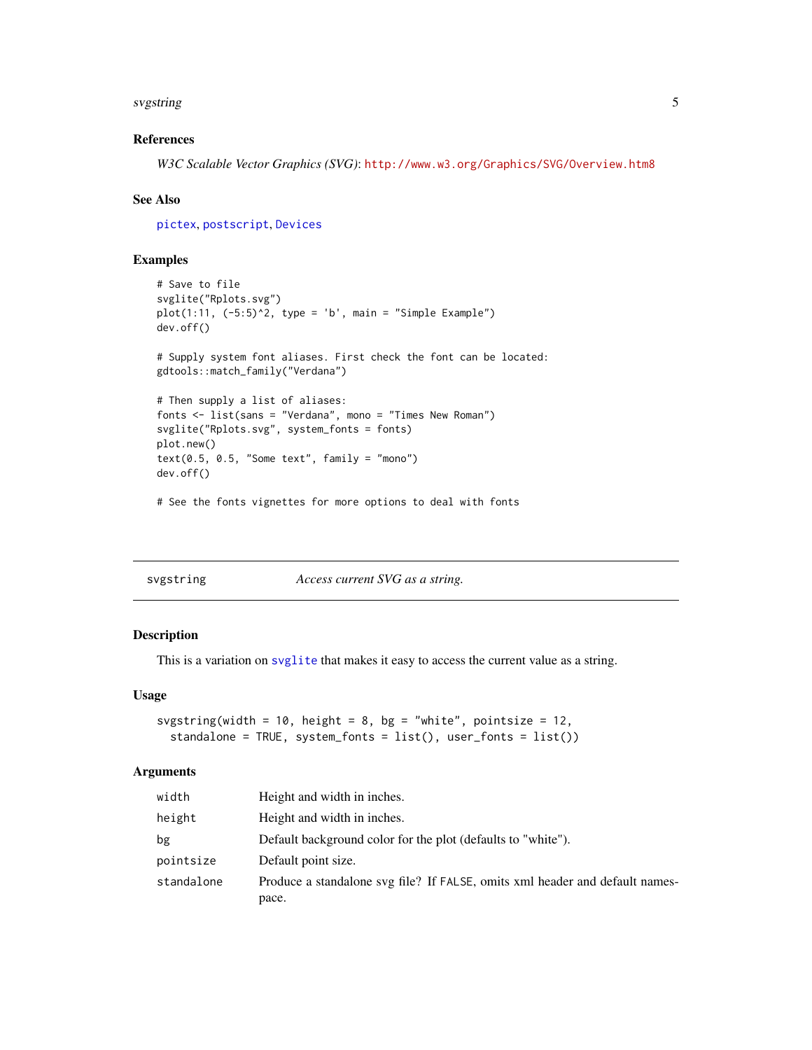### References

*W3C Scalable Vector Graphics (SVG)*: http://www.w3.org/Graphics/SVG/Overview.htm8

### See Also

pictex, postscript, Devices

### Examples

```
# Save to file
svglite("Rplots.svg")
plot(1:11, (-5:5)^2, type = 'b', main = "Simple Example")
dev.off()

# Supply system font aliases. First check the font can be located:
gdtools::match_family("Verdana")

# Then supply a list of aliases:
fonts <- list(sans = "Verdana", mono = "Times New Roman")
svglite("Rplots.svg", system_fonts = fonts)
plot.new()
text(0.5, 0.5, "Some text", family = "mono")
dev.off()

# See the fonts vignettes for more options to deal with fonts
```

---

## svgstring — *Access current SVG as a string.*

---

### Description

This is a variation on svglite that makes it easy to access the current value as a string.

### Usage

```
svgstring(width = 10, height = 8, bg = "white", pointsize = 12,
  standalone = TRUE, system_fonts = list(), user_fonts = list())
```

### Arguments

| | |
|---|---|
| width | Height and width in inches. |
| height | Height and width in inches. |
| bg | Default background color for the plot (defaults to "white"). |
| pointsize | Default point size. |
| standalone | Produce a standalone svg file? If FALSE, omits xml header and default namespace. |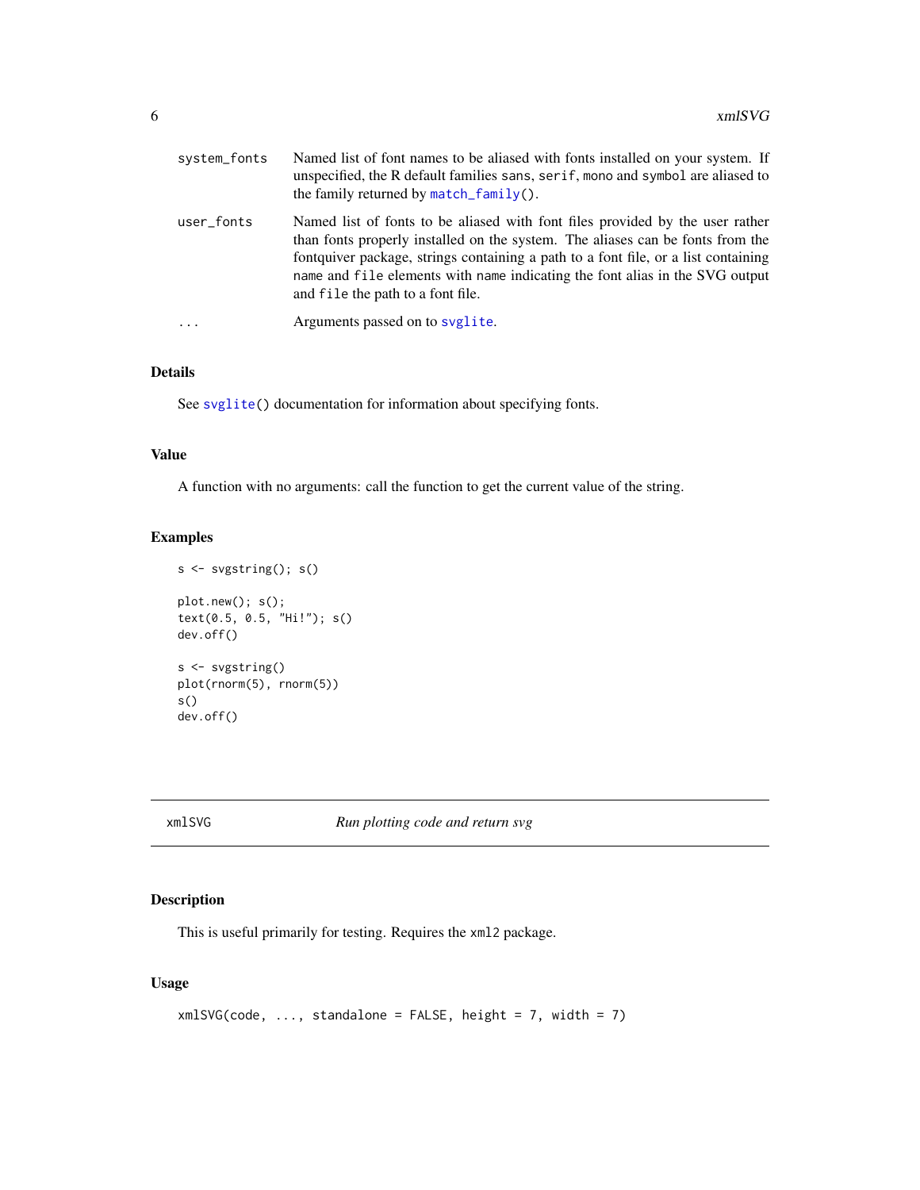| | |
|---|---|
| `system_fonts` | Named list of font names to be aliased with fonts installed on your system. If unspecified, the R default families `sans`, `serif`, `mono` and `symbol` are aliased to the family returned by `match_family()`. |
| `user_fonts` | Named list of fonts to be aliased with font files provided by the user rather than fonts properly installed on the system. The aliases can be fonts from the fontquiver package, strings containing a path to a font file, or a list containing `name` and `file` elements with `name` indicating the font alias in the SVG output and `file` the path to a font file. |
| `...` | Arguments passed on to `svglite`. |

### Details

See `svglite()` documentation for information about specifying fonts.

### Value

A function with no arguments: call the function to get the current value of the string.

### Examples

```
s <- svgstring(); s()

plot.new(); s();
text(0.5, 0.5, "Hi!"); s()
dev.off()

s <- svgstring()
plot(rnorm(5), rnorm(5))
s()
dev.off()
```

## xmlSVG — *Run plotting code and return svg*

### Description

This is useful primarily for testing. Requires the `xml2` package.

### Usage

```
xmlSVG(code, ..., standalone = FALSE, height = 7, width = 7)
```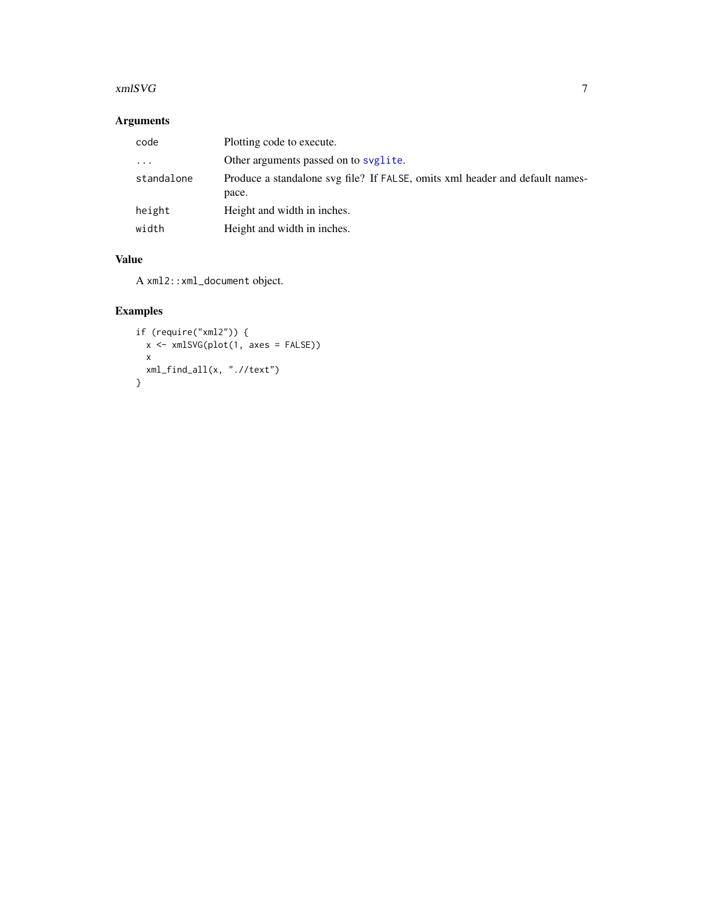## Arguments

| | |
|---|---|
| `code` | Plotting code to execute. |
| `...` | Other arguments passed on to `svglite`. |
| `standalone` | Produce a standalone svg file? If `FALSE`, omits xml header and default namespace. |
| `height` | Height and width in inches. |
| `width` | Height and width in inches. |

## Value

A `xml2::xml_document` object.

## Examples

```
if (require("xml2")) {
  x <- xmlSVG(plot(1, axes = FALSE))
  x
  xml_find_all(x, ".//text")
}
```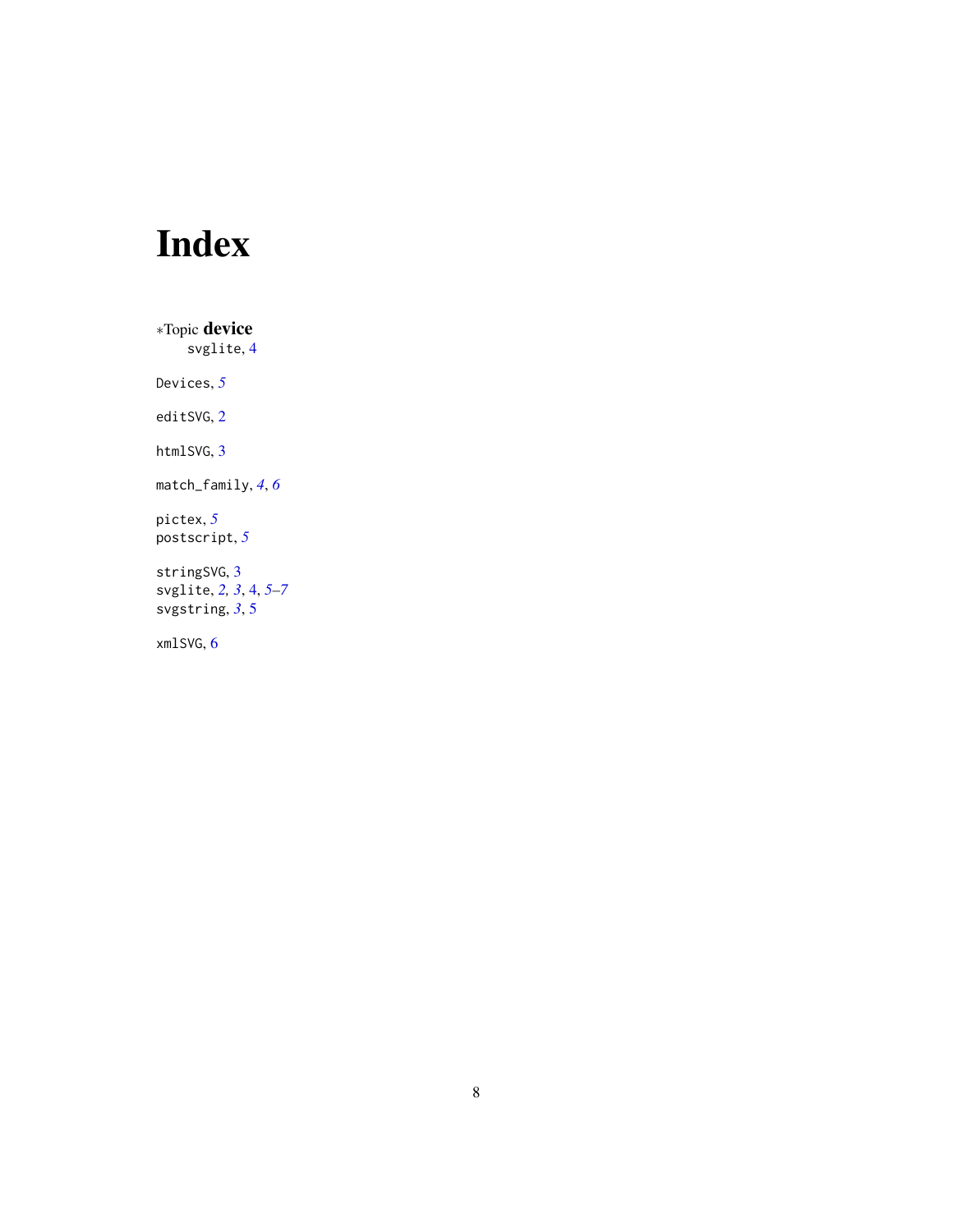# Index

∗Topic **device**
    svglite, 4

Devices, *5*

editSVG, 2

htmlSVG, 3

match_family, *4*, *6*

pictex, *5*
postscript, *5*

stringSVG, 3
svglite, *2, 3*, 4, *5–7*
svgstring, *3*, 5

xmlSVG, 6